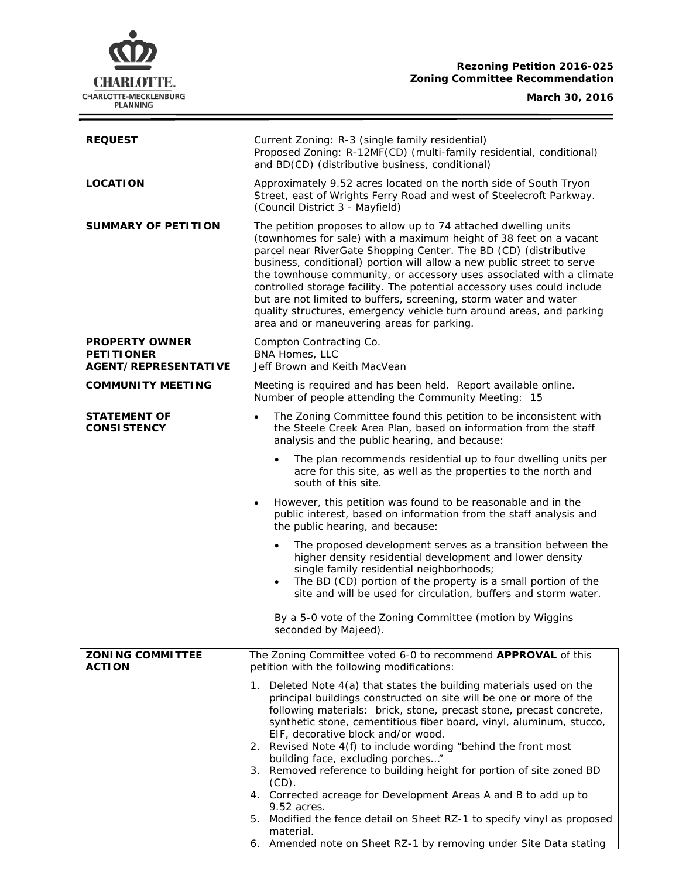**Rezoning Petition 2016-025**
**Zoning Committee Recommendation**

**March 30, 2016**

| | |
|---|---|
| **REQUEST** | Current Zoning: R-3 (single family residential)<br>Proposed Zoning: R-12MF(CD) (multi-family residential, conditional) and BD(CD) (distributive business, conditional) |
| **LOCATION** | Approximately 9.52 acres located on the north side of South Tryon Street, east of Wrights Ferry Road and west of Steelecroft Parkway. (Council District 3 - Mayfield) |
| **SUMMARY OF PETITION** | The petition proposes to allow up to 74 attached dwelling units (townhomes for sale) with a maximum height of 38 feet on a vacant parcel near RiverGate Shopping Center. The BD (CD) (distributive business, conditional) portion will allow a new public street to serve the townhouse community, or accessory uses associated with a climate controlled storage facility. The potential accessory uses could include but are not limited to buffers, screening, storm water and water quality structures, emergency vehicle turn around areas, and parking area and or maneuvering areas for parking. |
| **PROPERTY OWNER**<br>**PETITIONER**<br>**AGENT/REPRESENTATIVE** | Compton Contracting Co.<br>BNA Homes, LLC<br>Jeff Brown and Keith MacVean |
| **COMMUNITY MEETING** | Meeting is required and has been held. Report available online.<br>Number of people attending the Community Meeting: 15 |
| **STATEMENT OF CONSISTENCY** | • The Zoning Committee found this petition to be inconsistent with the Steele Creek Area Plan, based on information from the staff analysis and the public hearing, and because:<br>  • The plan recommends residential up to four dwelling units per acre for this site, as well as the properties to the north and south of this site.<br>• However, this petition was found to be reasonable and in the public interest, based on information from the staff analysis and the public hearing, and because:<br>  • The proposed development serves as a transition between the higher density residential development and lower density single family residential neighborhoods;<br>  • The BD (CD) portion of the property is a small portion of the site and will be used for circulation, buffers and storm water.<br><br>By a 5-0 vote of the Zoning Committee (motion by Wiggins seconded by Majeed). |
| **ZONING COMMITTEE ACTION** | The Zoning Committee voted 6-0 to recommend **APPROVAL** of this petition with the following modifications:<br>1. Deleted Note 4(a) that states the building materials used on the principal buildings constructed on site will be one or more of the following materials: brick, stone, precast stone, precast concrete, synthetic stone, cementitious fiber board, vinyl, aluminum, stucco, EIF, decorative block and/or wood.<br>2. Revised Note 4(f) to include wording "behind the front most building face, excluding porches…"<br>3. Removed reference to building height for portion of site zoned BD (CD).<br>4. Corrected acreage for Development Areas A and B to add up to 9.52 acres.<br>5. Modified the fence detail on Sheet RZ-1 to specify vinyl as proposed material.<br>6. Amended note on Sheet RZ-1 by removing under Site Data stating |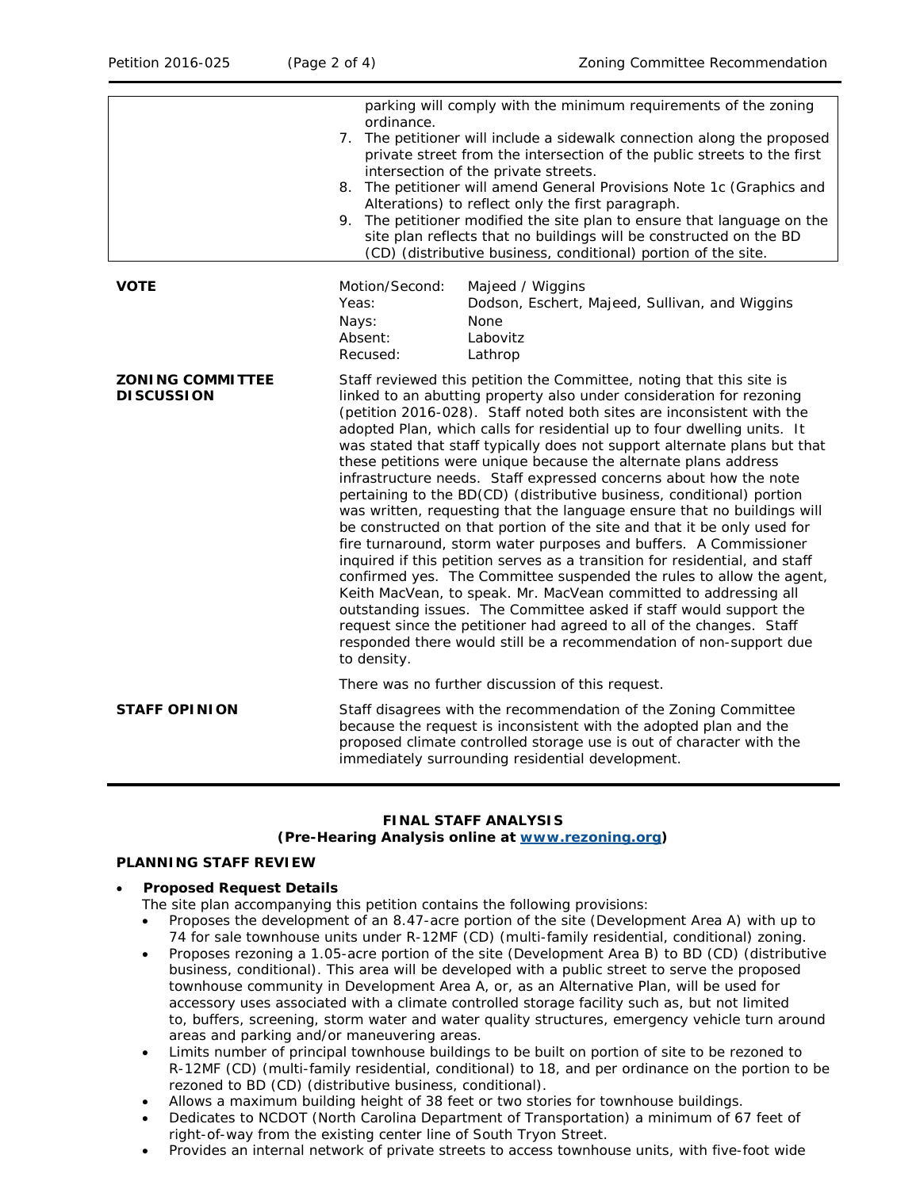| | |
|---|---|
| | parking will comply with the minimum requirements of the zoning ordinance.<br>7. The petitioner will include a sidewalk connection along the proposed private street from the intersection of the public streets to the first intersection of the private streets.<br>8. The petitioner will amend General Provisions Note 1c (Graphics and Alterations) to reflect only the first paragraph.<br>9. The petitioner modified the site plan to ensure that language on the site plan reflects that no buildings will be constructed on the BD (CD) (distributive business, conditional) portion of the site. |

| | | |
|---|---|---|
| **VOTE** | Motion/Second: | Majeed / Wiggins |
| | Yeas: | Dodson, Eschert, Majeed, Sullivan, and Wiggins |
| | Nays: | None |
| | Absent: | Labovitz |
| | Recused: | Lathrop |

**ZONING COMMITTEE DISCUSSION**

Staff reviewed this petition the Committee, noting that this site is linked to an abutting property also under consideration for rezoning (petition 2016-028). Staff noted both sites are inconsistent with the adopted Plan, which calls for residential up to four dwelling units. It was stated that staff typically does not support alternate plans but that these petitions were unique because the alternate plans address infrastructure needs. Staff expressed concerns about how the note pertaining to the BD(CD) (distributive business, conditional) portion was written, requesting that the language ensure that no buildings will be constructed on that portion of the site and that it be only used for fire turnaround, storm water purposes and buffers. A Commissioner inquired if this petition serves as a transition for residential, and staff confirmed yes. The Committee suspended the rules to allow the agent, Keith MacVean, to speak. Mr. MacVean committed to addressing all outstanding issues. The Committee asked if staff would support the request since the petitioner had agreed to all of the changes. Staff responded there would still be a recommendation of non-support due to density.

There was no further discussion of this request.

**STAFF OPINION**

Staff disagrees with the recommendation of the Zoning Committee because the request is inconsistent with the adopted plan and the proposed climate controlled storage use is out of character with the immediately surrounding residential development.

## FINAL STAFF ANALYSIS
### (Pre-Hearing Analysis online at www.rezoning.org)

### PLANNING STAFF REVIEW

- **Proposed Request Details**

  The site plan accompanying this petition contains the following provisions:
  - Proposes the development of an 8.47-acre portion of the site (Development Area A) with up to 74 for sale townhouse units under R-12MF (CD) (multi-family residential, conditional) zoning.
  - Proposes rezoning a 1.05-acre portion of the site (Development Area B) to BD (CD) (distributive business, conditional). This area will be developed with a public street to serve the proposed townhouse community in Development Area A, or, as an Alternative Plan, will be used for accessory uses associated with a climate controlled storage facility such as, but not limited to, buffers, screening, storm water and water quality structures, emergency vehicle turn around areas and parking and/or maneuvering areas.
  - Limits number of principal townhouse buildings to be built on portion of site to be rezoned to R-12MF (CD) (multi-family residential, conditional) to 18, and per ordinance on the portion to be rezoned to BD (CD) (distributive business, conditional).
  - Allows a maximum building height of 38 feet or two stories for townhouse buildings.
  - Dedicates to NCDOT (North Carolina Department of Transportation) a minimum of 67 feet of right-of-way from the existing center line of South Tryon Street.
  - Provides an internal network of private streets to access townhouse units, with five-foot wide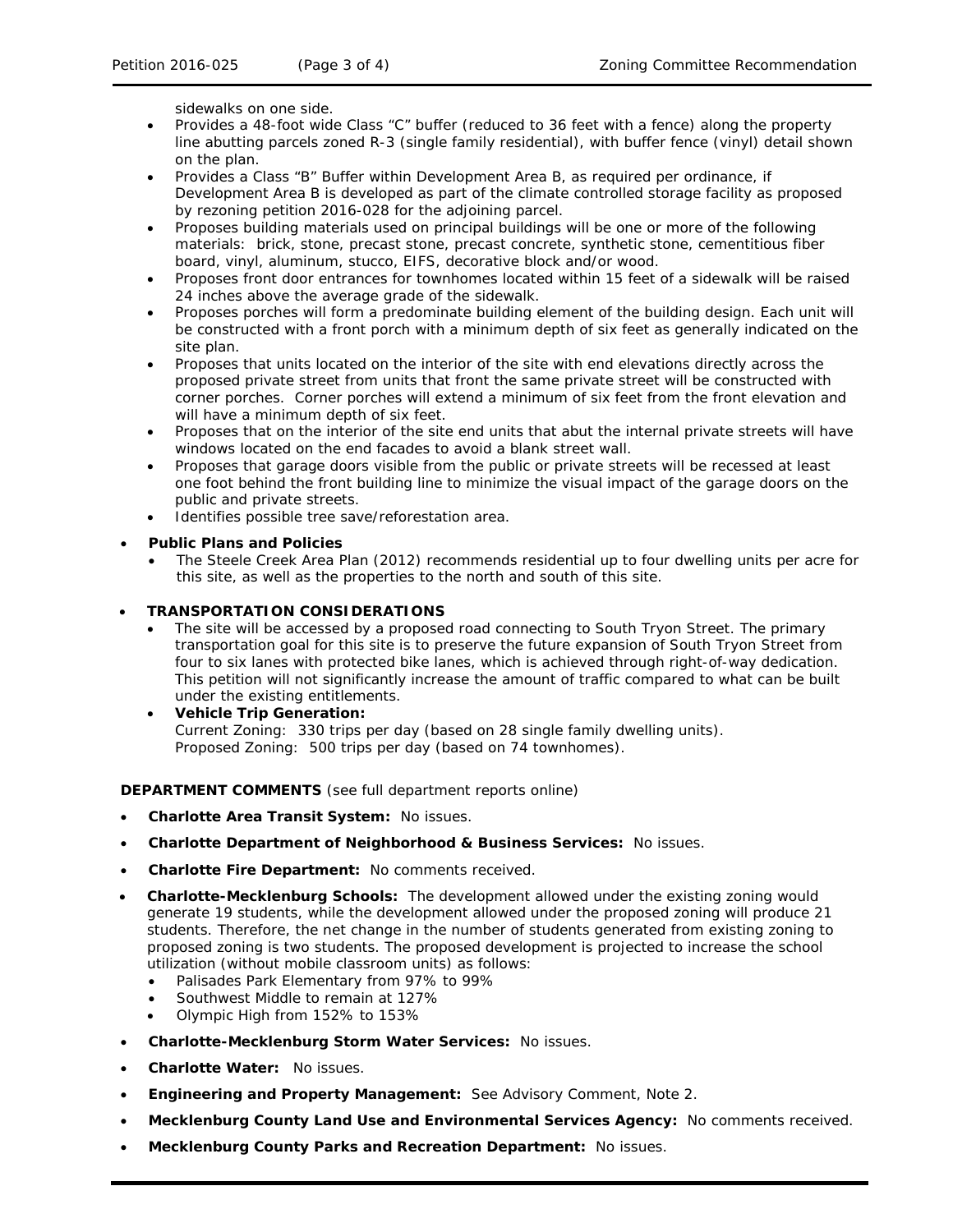sidewalks on one side.

- Provides a 48-foot wide Class "C" buffer (reduced to 36 feet with a fence) along the property line abutting parcels zoned R-3 (single family residential), with buffer fence (vinyl) detail shown on the plan.
- Provides a Class "B" Buffer within Development Area B, as required per ordinance, if Development Area B is developed as part of the climate controlled storage facility as proposed by rezoning petition 2016-028 for the adjoining parcel.
- Proposes building materials used on principal buildings will be one or more of the following materials: brick, stone, precast stone, precast concrete, synthetic stone, cementitious fiber board, vinyl, aluminum, stucco, EIFS, decorative block and/or wood.
- Proposes front door entrances for townhomes located within 15 feet of a sidewalk will be raised 24 inches above the average grade of the sidewalk.
- Proposes porches will form a predominate building element of the building design. Each unit will be constructed with a front porch with a minimum depth of six feet as generally indicated on the site plan.
- Proposes that units located on the interior of the site with end elevations directly across the proposed private street from units that front the same private street will be constructed with corner porches. Corner porches will extend a minimum of six feet from the front elevation and will have a minimum depth of six feet.
- Proposes that on the interior of the site end units that abut the internal private streets will have windows located on the end facades to avoid a blank street wall.
- Proposes that garage doors visible from the public or private streets will be recessed at least one foot behind the front building line to minimize the visual impact of the garage doors on the public and private streets.
- Identifies possible tree save/reforestation area.

- **Public Plans and Policies**
  - The Steele Creek Area Plan (2012) recommends residential up to four dwelling units per acre for this site, as well as the properties to the north and south of this site.

- **TRANSPORTATION CONSIDERATIONS**
  - The site will be accessed by a proposed road connecting to South Tryon Street. The primary transportation goal for this site is to preserve the future expansion of South Tryon Street from four to six lanes with protected bike lanes, which is achieved through right-of-way dedication. This petition will not significantly increase the amount of traffic compared to what can be built under the existing entitlements.
  - **Vehicle Trip Generation:**
    Current Zoning: 330 trips per day (based on 28 single family dwelling units).
    Proposed Zoning: 500 trips per day (based on 74 townhomes).

**DEPARTMENT COMMENTS** (see full department reports online)

- **Charlotte Area Transit System:** No issues.
- **Charlotte Department of Neighborhood & Business Services:** No issues.
- **Charlotte Fire Department:** No comments received.
- **Charlotte-Mecklenburg Schools:** The development allowed under the existing zoning would generate 19 students, while the development allowed under the proposed zoning will produce 21 students. Therefore, the net change in the number of students generated from existing zoning to proposed zoning is two students. The proposed development is projected to increase the school utilization (without mobile classroom units) as follows:
  - Palisades Park Elementary from 97% to 99%
  - Southwest Middle to remain at 127%
  - Olympic High from 152% to 153%
- **Charlotte-Mecklenburg Storm Water Services:** No issues.
- **Charlotte Water:** No issues.
- **Engineering and Property Management:** See Advisory Comment, Note 2.
- **Mecklenburg County Land Use and Environmental Services Agency:** No comments received.
- **Mecklenburg County Parks and Recreation Department:** No issues.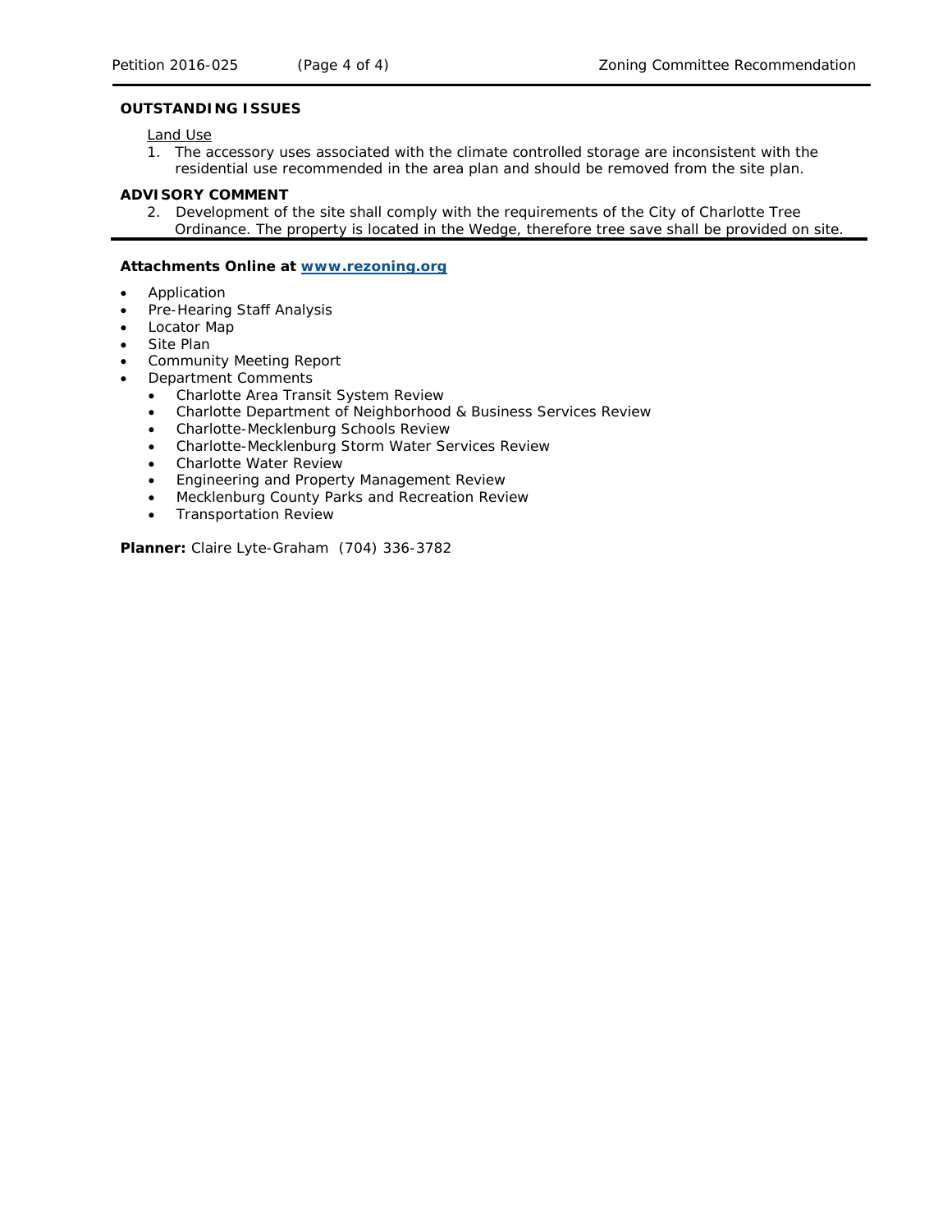**OUTSTANDING ISSUES**

Land Use

1. The accessory uses associated with the climate controlled storage are inconsistent with the residential use recommended in the area plan and should be removed from the site plan.

**ADVISORY COMMENT**

2. Development of the site shall comply with the requirements of the City of Charlotte Tree Ordinance. The property is located in the Wedge, therefore tree save shall be provided on site.

**Attachments Online at [www.rezoning.org](www.rezoning.org)**

- Application
- Pre-Hearing Staff Analysis
- Locator Map
- Site Plan
- Community Meeting Report
- Department Comments
  - Charlotte Area Transit System Review
  - Charlotte Department of Neighborhood & Business Services Review
  - Charlotte-Mecklenburg Schools Review
  - Charlotte-Mecklenburg Storm Water Services Review
  - Charlotte Water Review
  - Engineering and Property Management Review
  - Mecklenburg County Parks and Recreation Review
  - Transportation Review

**Planner:** Claire Lyte-Graham (704) 336-3782